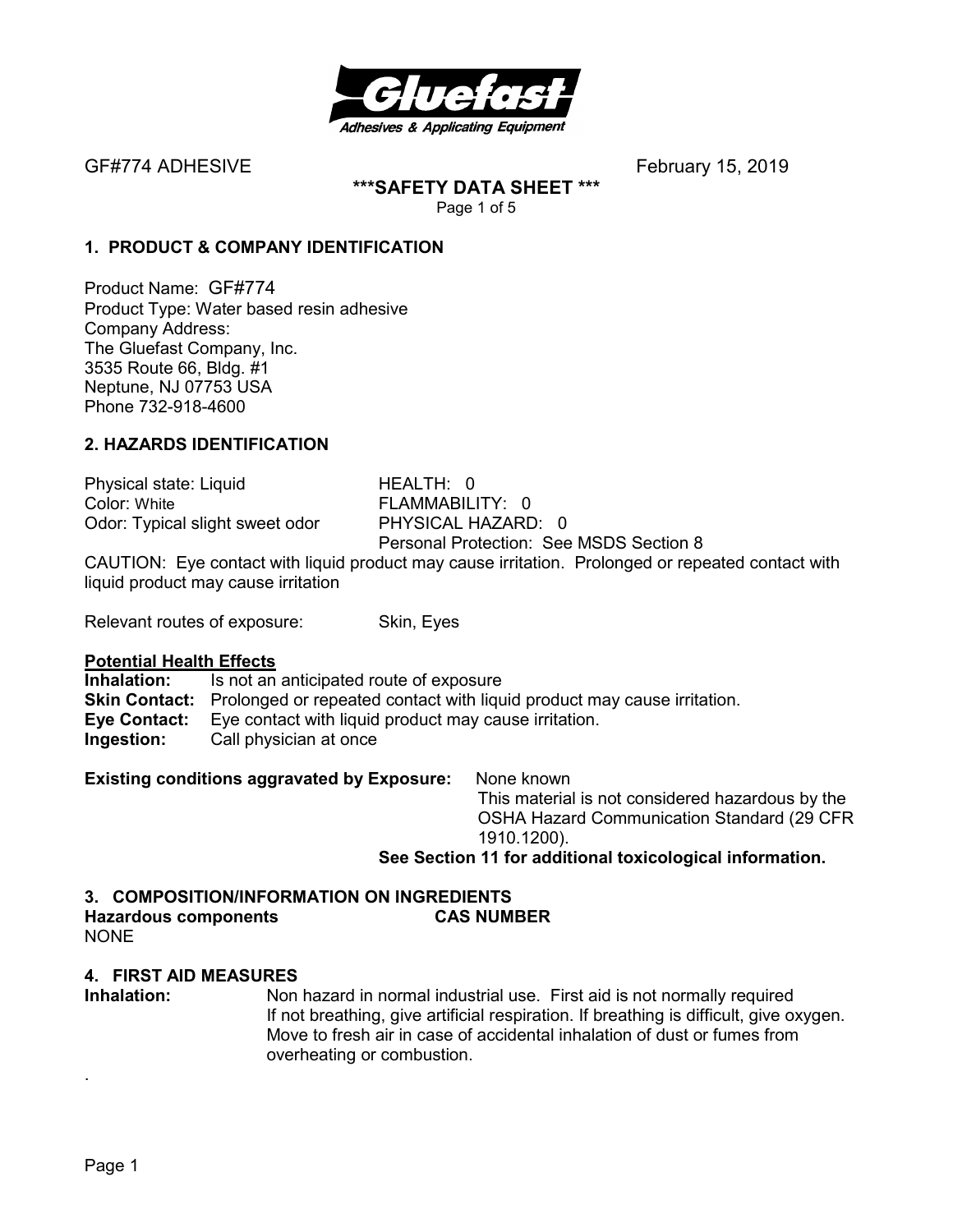GF#774 ADHESIVE February 15, 2019

**\*\*\*SAFETY DATA SHEET \*\*\***

## 1. PRODUCT & COMPANY IDENTIFICATION

Product Name: GF#774
Product Type: Water based resin adhesive
Company Address:
The Gluefast Company, Inc.
3535 Route 66, Bldg. #1
Neptune, NJ 07753 USA
Phone 732-918-4600

## 2. HAZARDS IDENTIFICATION

| | |
|---|---|
| Physical state: Liquid | HEALTH: 0 |
| Color: White | FLAMMABILITY: 0 |
| Odor: Typical slight sweet odor | PHYSICAL HAZARD: 0 |
| | Personal Protection: See MSDS Section 8 |

CAUTION: Eye contact with liquid product may cause irritation. Prolonged or repeated contact with liquid product may cause irritation

Relevant routes of exposure: Skin, Eyes

**Potential Health Effects**

**Inhalation:** Is not an anticipated route of exposure
**Skin Contact:** Prolonged or repeated contact with liquid product may cause irritation.
**Eye Contact:** Eye contact with liquid product may cause irritation.
**Ingestion:** Call physician at once

**Existing conditions aggravated by Exposure:** None known

This material is not considered hazardous by the OSHA Hazard Communication Standard (29 CFR 1910.1200).

**See Section 11 for additional toxicological information.**

## 3. COMPOSITION/INFORMATION ON INGREDIENTS

| Hazardous components | CAS NUMBER |
|---|---|
| NONE | |

## 4. FIRST AID MEASURES

**Inhalation:** Non hazard in normal industrial use. First aid is not normally required If not breathing, give artificial respiration. If breathing is difficult, give oxygen. Move to fresh air in case of accidental inhalation of dust or fumes from overheating or combustion.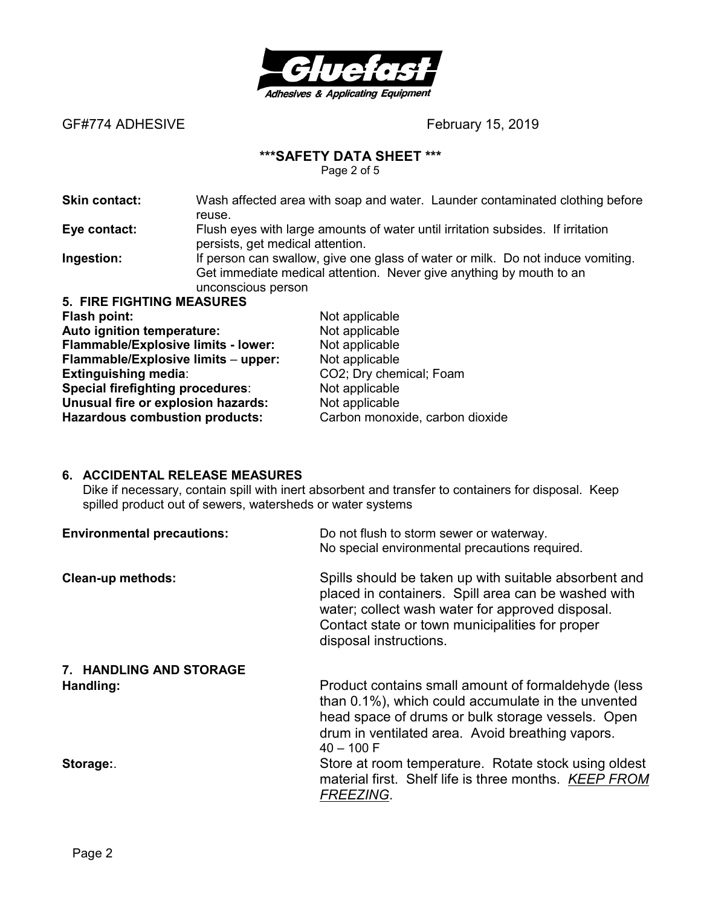**Skin contact:** Wash affected area with soap and water. Launder contaminated clothing before reuse.

**Eye contact:** Flush eyes with large amounts of water until irritation subsides. If irritation persists, get medical attention.

**Ingestion:** If person can swallow, give one glass of water or milk. Do not induce vomiting. Get immediate medical attention. Never give anything by mouth to an unconscious person

## 5. FIRE FIGHTING MEASURES

**Flash point:** Not applicable
**Auto ignition temperature:** Not applicable
**Flammable/Explosive limits - lower:** Not applicable
**Flammable/Explosive limits – upper:** Not applicable
**Extinguishing media**: $CO_2$; Dry chemical; Foam
**Special firefighting procedures**: Not applicable
**Unusual fire or explosion hazards:** Not applicable
**Hazardous combustion products:** Carbon monoxide, carbon dioxide

## 6. ACCIDENTAL RELEASE MEASURES

Dike if necessary, contain spill with inert absorbent and transfer to containers for disposal. Keep spilled product out of sewers, watersheds or water systems

**Environmental precautions:** Do not flush to storm sewer or waterway. No special environmental precautions required.

**Clean-up methods:** Spills should be taken up with suitable absorbent and placed in containers. Spill area can be washed with water; collect wash water for approved disposal. Contact state or town municipalities for proper disposal instructions.

## 7. HANDLING AND STORAGE

**Handling:** Product contains small amount of formaldehyde (less than 0.1%), which could accumulate in the unvented head space of drums or bulk storage vessels. Open drum in ventilated area. Avoid breathing vapors. 40 – 100 F

**Storage:**. Store at room temperature. Rotate stock using oldest material first. Shelf life is three months. ***KEEP FROM FREEZING***.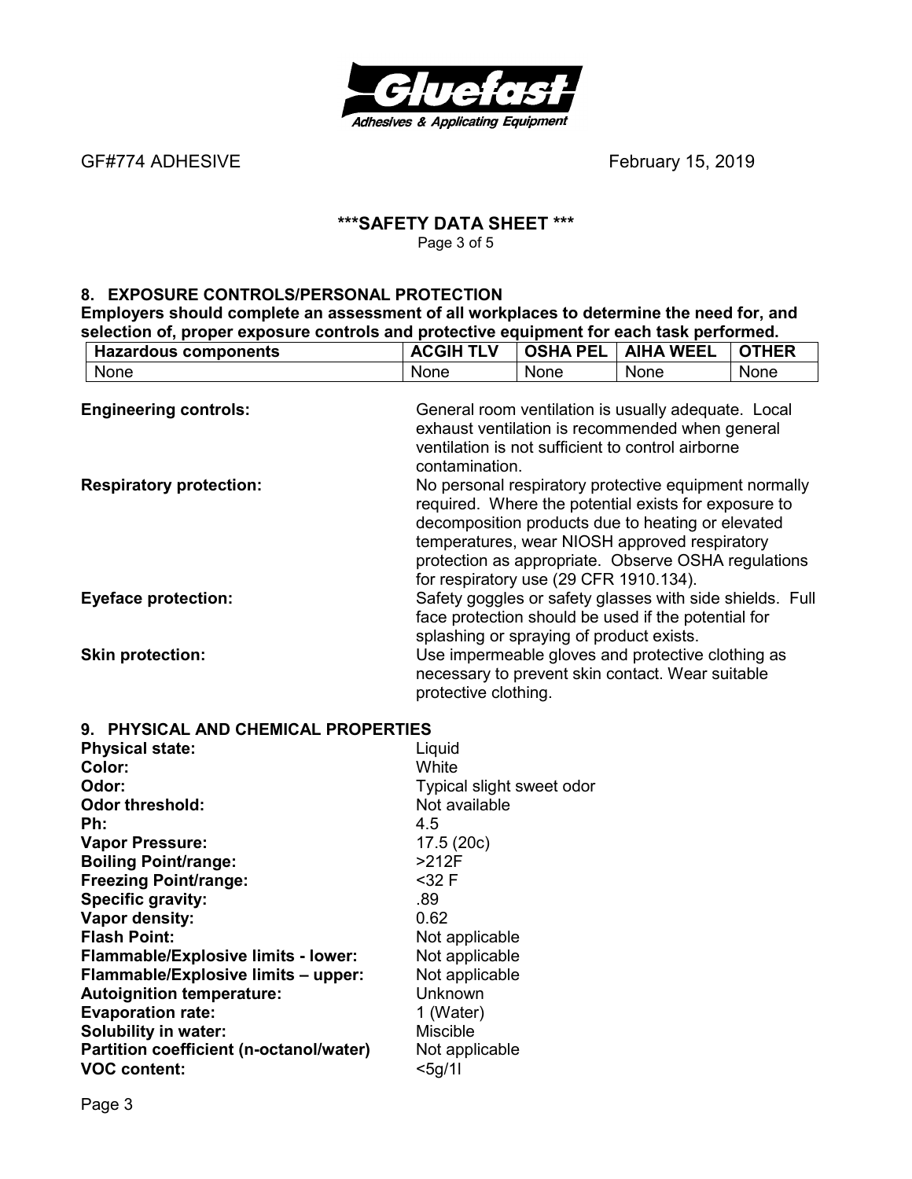GF#774 ADHESIVE February 15, 2019

# \*\*\*SAFETY DATA SHEET \*\*\*

## 8. EXPOSURE CONTROLS/PERSONAL PROTECTION

**Employers should complete an assessment of all workplaces to determine the need for, and selection of, proper exposure controls and protective equipment for each task performed.**

| Hazardous components | ACGIH TLV | OSHA PEL | AIHA WEEL | OTHER |
|---|---|---|---|---|
| None | None | None | None | None |

**Engineering controls:** General room ventilation is usually adequate. Local exhaust ventilation is recommended when general ventilation is not sufficient to control airborne contamination.

**Respiratory protection:** No personal respiratory protective equipment normally required. Where the potential exists for exposure to decomposition products due to heating or elevated temperatures, wear NIOSH approved respiratory protection as appropriate. Observe OSHA regulations for respiratory use (29 CFR 1910.134).

**Eyeface protection:** Safety goggles or safety glasses with side shields. Full face protection should be used if the potential for splashing or spraying of product exists.

**Skin protection:** Use impermeable gloves and protective clothing as necessary to prevent skin contact. Wear suitable protective clothing.

## 9. PHYSICAL AND CHEMICAL PROPERTIES

**Physical state:** Liquid
**Color:** White
**Odor:** Typical slight sweet odor
**Odor threshold:** Not available
**Ph:** 4.5
**Vapor Pressure:** 17.5 (20c)
**Boiling Point/range:** >212F
**Freezing Point/range:** <32 F
**Specific gravity:** .89
**Vapor density:** 0.62
**Flash Point:** Not applicable
**Flammable/Explosive limits - lower:** Not applicable
**Flammable/Explosive limits – upper:** Not applicable
**Autoignition temperature:** Unknown
**Evaporation rate:** 1 (Water)
**Solubility in water:** Miscible
**Partition coefficient (n-octanol/water)** Not applicable
**VOC content:** <5g/1l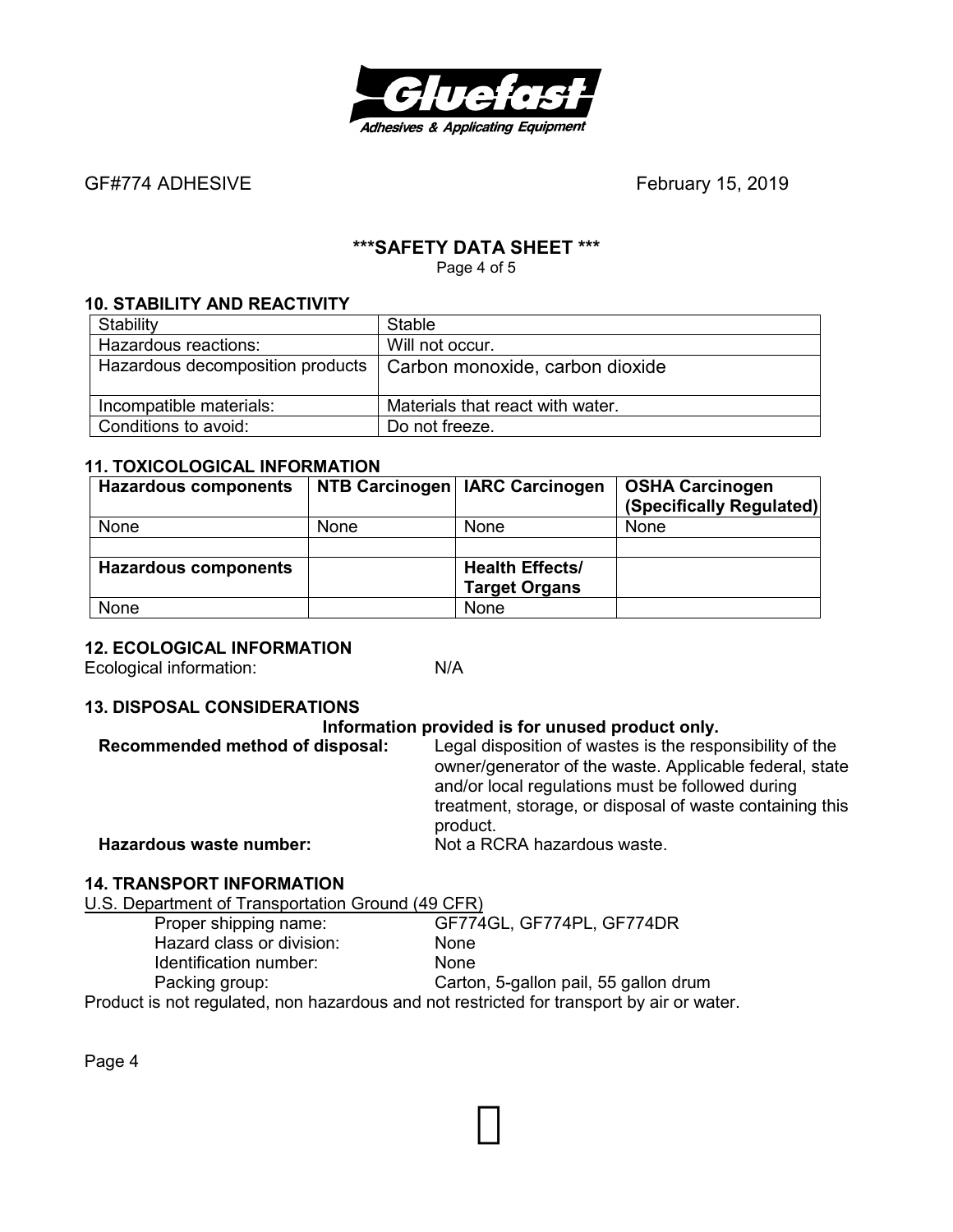GF#774 ADHESIVE February 15, 2019

## ***SAFETY DATA SHEET ***

### 10. STABILITY AND REACTIVITY

| Stability | Stable |
|---|---|
| Hazardous reactions: | Will not occur. |
| Hazardous decomposition products | Carbon monoxide, carbon dioxide |
| Incompatible materials: | Materials that react with water. |
| Conditions to avoid: | Do not freeze. |

### 11. TOXICOLOGICAL INFORMATION

| **Hazardous components** | **NTB Carcinogen** | **IARC Carcinogen** | **OSHA Carcinogen (Specifically Regulated)** |
|---|---|---|---|
| None | None | None | None |
| | | | |
| **Hazardous components** | | **Health Effects/ Target Organs** | |
| None | | None | |

### 12. ECOLOGICAL INFORMATION

Ecological information: N/A

### 13. DISPOSAL CONSIDERATIONS

**Information provided is for unused product only.**

**Recommended method of disposal:** Legal disposition of wastes is the responsibility of the owner/generator of the waste. Applicable federal, state and/or local regulations must be followed during treatment, storage, or disposal of waste containing this product.

**Hazardous waste number:** Not a RCRA hazardous waste.

### 14. TRANSPORT INFORMATION

U.S. Department of Transportation Ground (49 CFR)

- Proper shipping name: GF774GL, GF774PL, GF774DR
- Hazard class or division: None
- Identification number: None
- Packing group: Carton, 5-gallon pail, 55 gallon drum

Product is not regulated, non hazardous and not restricted for transport by air or water.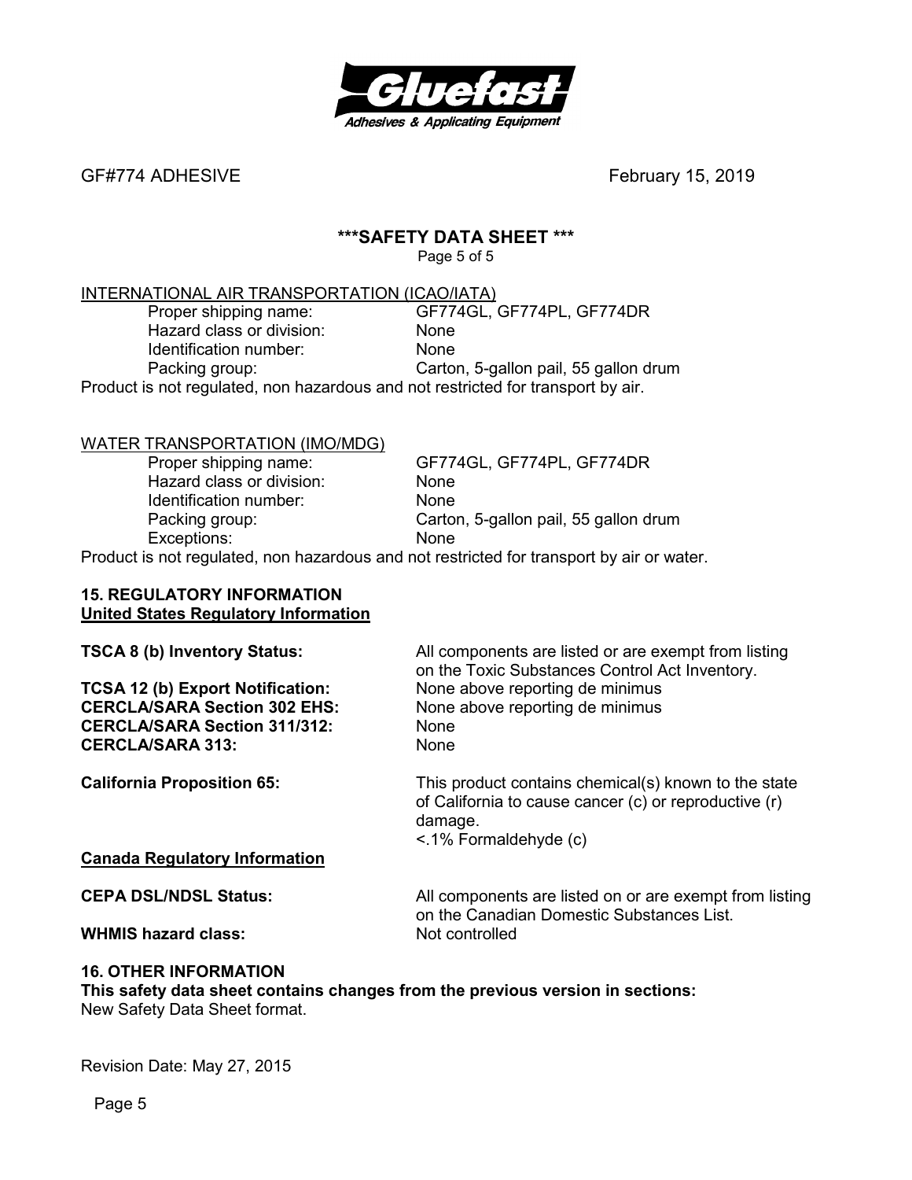GF#774 ADHESIVE February 15, 2019

## ***SAFETY DATA SHEET ***

INTERNATIONAL AIR TRANSPORTATION (ICAO/IATA)

| | |
|---|---|
| Proper shipping name: | GF774GL, GF774PL, GF774DR |
| Hazard class or division: | None |
| Identification number: | None |
| Packing group: | Carton, 5-gallon pail, 55 gallon drum |

Product is not regulated, non hazardous and not restricted for transport by air.

WATER TRANSPORTATION (IMO/MDG)

| | |
|---|---|
| Proper shipping name: | GF774GL, GF774PL, GF774DR |
| Hazard class or division: | None |
| Identification number: | None |
| Packing group: | Carton, 5-gallon pail, 55 gallon drum |
| Exceptions: | None |

Product is not regulated, non hazardous and not restricted for transport by air or water.

### 15. REGULATORY INFORMATION

**United States Regulatory Information**

**TSCA 8 (b) Inventory Status:** All components are listed or are exempt from listing on the Toxic Substances Control Act Inventory.

**TCSA 12 (b) Export Notification:** None above reporting de minimus

**CERCLA/SARA Section 302 EHS:** None above reporting de minimus

**CERCLA/SARA Section 311/312:** None

**CERCLA/SARA 313:** None

**California Proposition 65:** This product contains chemical(s) known to the state of California to cause cancer (c) or reproductive (r) damage.
<.1% Formaldehyde (c)

**Canada Regulatory Information**

**CEPA DSL/NDSL Status:** All components are listed on or are exempt from listing on the Canadian Domestic Substances List.

**WHMIS hazard class:** Not controlled

### 16. OTHER INFORMATION

**This safety data sheet contains changes from the previous version in sections:**
New Safety Data Sheet format.

Revision Date: May 27, 2015